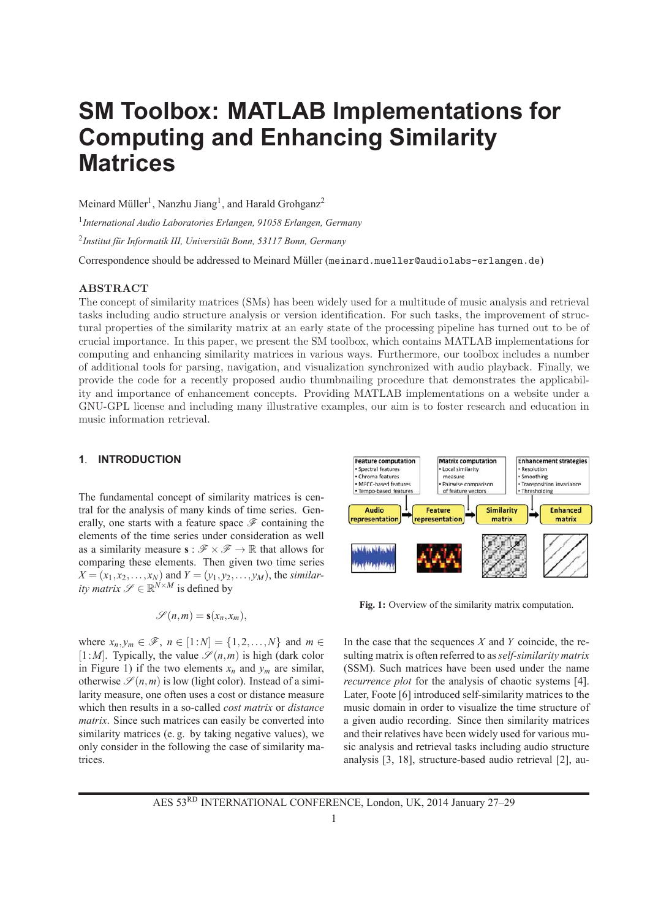# SM Toolbox: MATLAB Implementations for Computing and Enhancing Similarity Matrices

Meinard Müller[1], Nanzhu Jiang[1], and Harald Grohganz[2]

[1] *International Audio Laboratories Erlangen, 91058 Erlangen, Germany*

[2] *Institut für Informatik III, Universität Bonn, 53117 Bonn, Germany*

Correspondence should be addressed to Meinard Müller (meinard.mueller@audiolabs-erlangen.de)

## ABSTRACT

The concept of similarity matrices (SMs) has been widely used for a multitude of music analysis and retrieval tasks including audio structure analysis or version identification. For such tasks, the improvement of structural properties of the similarity matrix at an early state of the processing pipeline has turned out to be of crucial importance. In this paper, we present the SM toolbox, which contains MATLAB implementations for computing and enhancing similarity matrices in various ways. Furthermore, our toolbox includes a number of additional tools for parsing, navigation, and visualization synchronized with audio playback. Finally, we provide the code for a recently proposed audio thumbnailing procedure that demonstrates the applicability and importance of enhancement concepts. Providing MATLAB implementations on a website under a GNU-GPL license and including many illustrative examples, our aim is to foster research and education in music information retrieval.

## 1. INTRODUCTION

The fundamental concept of similarity matrices is central for the analysis of many kinds of time series. Generally, one starts with a feature space $\mathscr{F}$ containing the elements of the time series under consideration as well as a similarity measure $\mathbf{s} : \mathscr{F} \times \mathscr{F} \to \mathbb{R}$ that allows for comparing these elements. Then given two time series $X = (x_1, x_2, \ldots, x_N)$ and $Y = (y_1, y_2, \ldots, y_M)$, the *similarity matrix* $\mathscr{S} \in \mathbb{R}^{N \times M}$ is defined by

$$\mathscr{S}(n,m) = \mathbf{s}(x_n, x_m),$$

where $x_n, y_m \in \mathscr{F}$, $n \in [1:N] = \{1, 2, \ldots, N\}$ and $m \in [1:M]$. Typically, the value $\mathscr{S}(n,m)$ is high (dark color in Figure 1) if the two elements $x_n$ and $y_m$ are similar, otherwise $\mathscr{S}(n,m)$ is low (light color). Instead of a similarity measure, one often uses a cost or distance measure which then results in a so-called *cost matrix* or *distance matrix*. Since such matrices can easily be converted into similarity matrices (e. g. by taking negative values), we only consider in the following the case of similarity matrices.

| Feature computation | Matrix computation | Enhancement strategies |
| --- | --- | --- |
| • Spectral features<br>• Chroma features<br>• MFCC-based features<br>• Tempo-based features | • Local similarity measure<br>• Pairwise comparison of feature vectors | • Resolution<br>• Smoothing<br>• Transposition invariance<br>• Thresholding |

Audio representation → Feature representation → Similarity matrix → Enhanced matrix

**Fig. 1:** Overview of the similarity matrix computation.

In the case that the sequences $X$ and $Y$ coincide, the resulting matrix is often referred to as *self-similarity matrix* (SSM). Such matrices have been used under the name *recurrence plot* for the analysis of chaotic systems [4]. Later, Foote [6] introduced self-similarity matrices to the music domain in order to visualize the time structure of a given audio recording. Since then similarity matrices and their relatives have been widely used for various music analysis and retrieval tasks including audio structure analysis [3, 18], structure-based audio retrieval [2], au-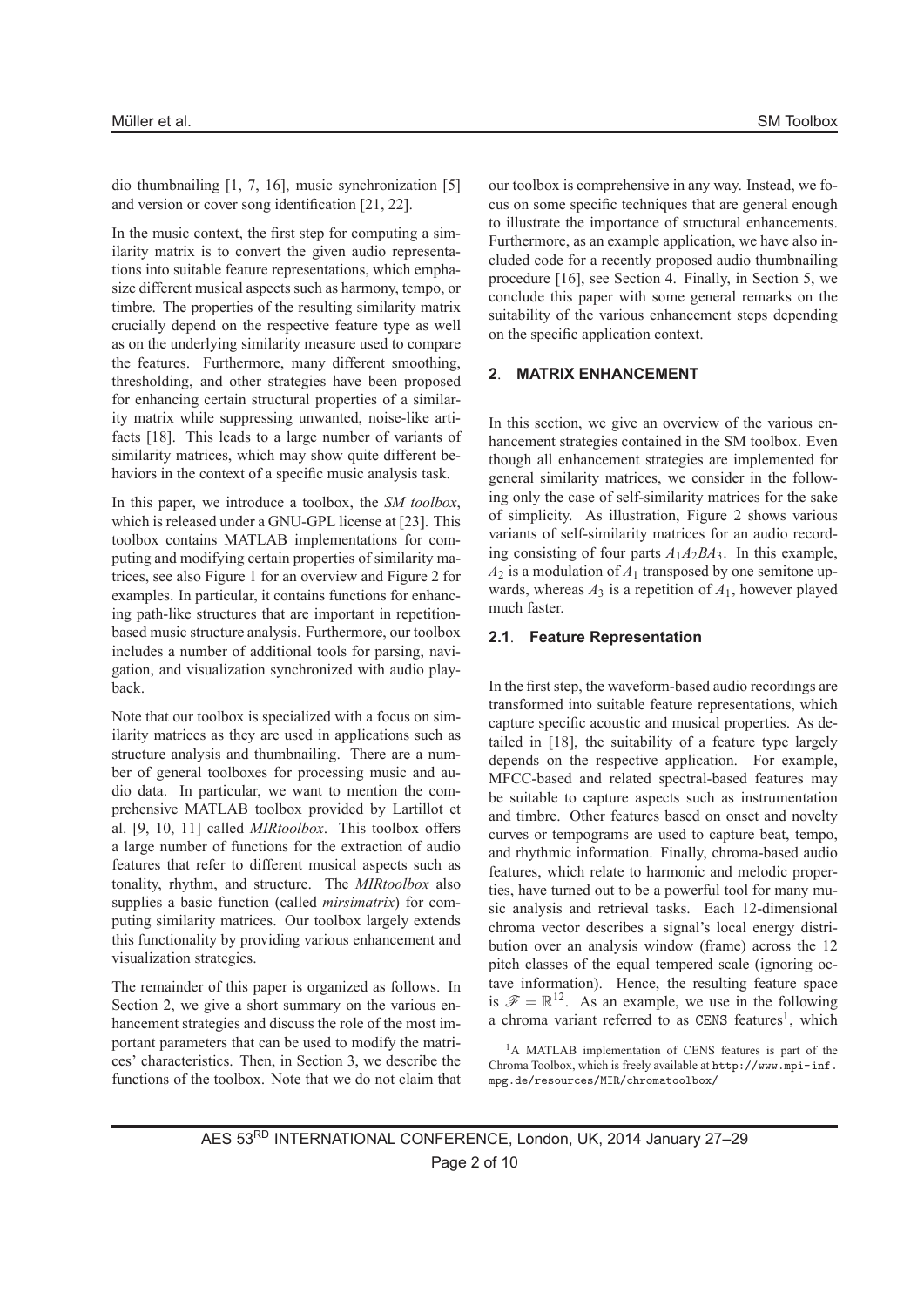dio thumbnailing [1, 7, 16], music synchronization [5] and version or cover song identification [21, 22].

In the music context, the first step for computing a similarity matrix is to convert the given audio representations into suitable feature representations, which emphasize different musical aspects such as harmony, tempo, or timbre. The properties of the resulting similarity matrix crucially depend on the respective feature type as well as on the underlying similarity measure used to compare the features. Furthermore, many different smoothing, thresholding, and other strategies have been proposed for enhancing certain structural properties of a similarity matrix while suppressing unwanted, noise-like artifacts [18]. This leads to a large number of variants of similarity matrices, which may show quite different behaviors in the context of a specific music analysis task.

In this paper, we introduce a toolbox, the *SM toolbox*, which is released under a GNU-GPL license at [23]. This toolbox contains MATLAB implementations for computing and modifying certain properties of similarity matrices, see also Figure 1 for an overview and Figure 2 for examples. In particular, it contains functions for enhancing path-like structures that are important in repetition-based music structure analysis. Furthermore, our toolbox includes a number of additional tools for parsing, navigation, and visualization synchronized with audio playback.

Note that our toolbox is specialized with a focus on similarity matrices as they are used in applications such as structure analysis and thumbnailing. There are a number of general toolboxes for processing music and audio data. In particular, we want to mention the comprehensive MATLAB toolbox provided by Lartillot et al. [9, 10, 11] called *MIRtoolbox*. This toolbox offers a large number of functions for the extraction of audio features that refer to different musical aspects such as tonality, rhythm, and structure. The *MIRtoolbox* also supplies a basic function (called *mirsimatrix*) for computing similarity matrices. Our toolbox largely extends this functionality by providing various enhancement and visualization strategies.

The remainder of this paper is organized as follows. In Section 2, we give a short summary on the various enhancement strategies and discuss the role of the most important parameters that can be used to modify the matrices' characteristics. Then, in Section 3, we describe the functions of the toolbox. Note that we do not claim that our toolbox is comprehensive in any way. Instead, we focus on some specific techniques that are general enough to illustrate the importance of structural enhancements. Furthermore, as an example application, we have also included code for a recently proposed audio thumbnailing procedure [16], see Section 4. Finally, in Section 5, we conclude this paper with some general remarks on the suitability of the various enhancement steps depending on the specific application context.

## 2. MATRIX ENHANCEMENT

In this section, we give an overview of the various enhancement strategies contained in the SM toolbox. Even though all enhancement strategies are implemented for general similarity matrices, we consider in the following only the case of self-similarity matrices for the sake of simplicity. As illustration, Figure 2 shows various variants of self-similarity matrices for an audio recording consisting of four parts $A_1 A_2 B A_3$. In this example, $A_2$ is a modulation of $A_1$ transposed by one semitone upwards, whereas $A_3$ is a repetition of $A_1$, however played much faster.

### 2.1. Feature Representation

In the first step, the waveform-based audio recordings are transformed into suitable feature representations, which capture specific acoustic and musical properties. As detailed in [18], the suitability of a feature type largely depends on the respective application. For example, MFCC-based and related spectral-based features may be suitable to capture aspects such as instrumentation and timbre. Other features based on onset and novelty curves or tempograms are used to capture beat, tempo, and rhythmic information. Finally, chroma-based audio features, which relate to harmonic and melodic properties, have turned out to be a powerful tool for many music analysis and retrieval tasks. Each 12-dimensional chroma vector describes a signal's local energy distribution over an analysis window (frame) across the 12 pitch classes of the equal tempered scale (ignoring octave information). Hence, the resulting feature space is $\mathscr{F} = \mathbb{R}^{12}$. As an example, we use in the following a chroma variant referred to as CENS features[1], which

[1] A MATLAB implementation of CENS features is part of the Chroma Toolbox, which is freely available at `http://www.mpi-inf.mpg.de/resources/MIR/chromatoolbox/`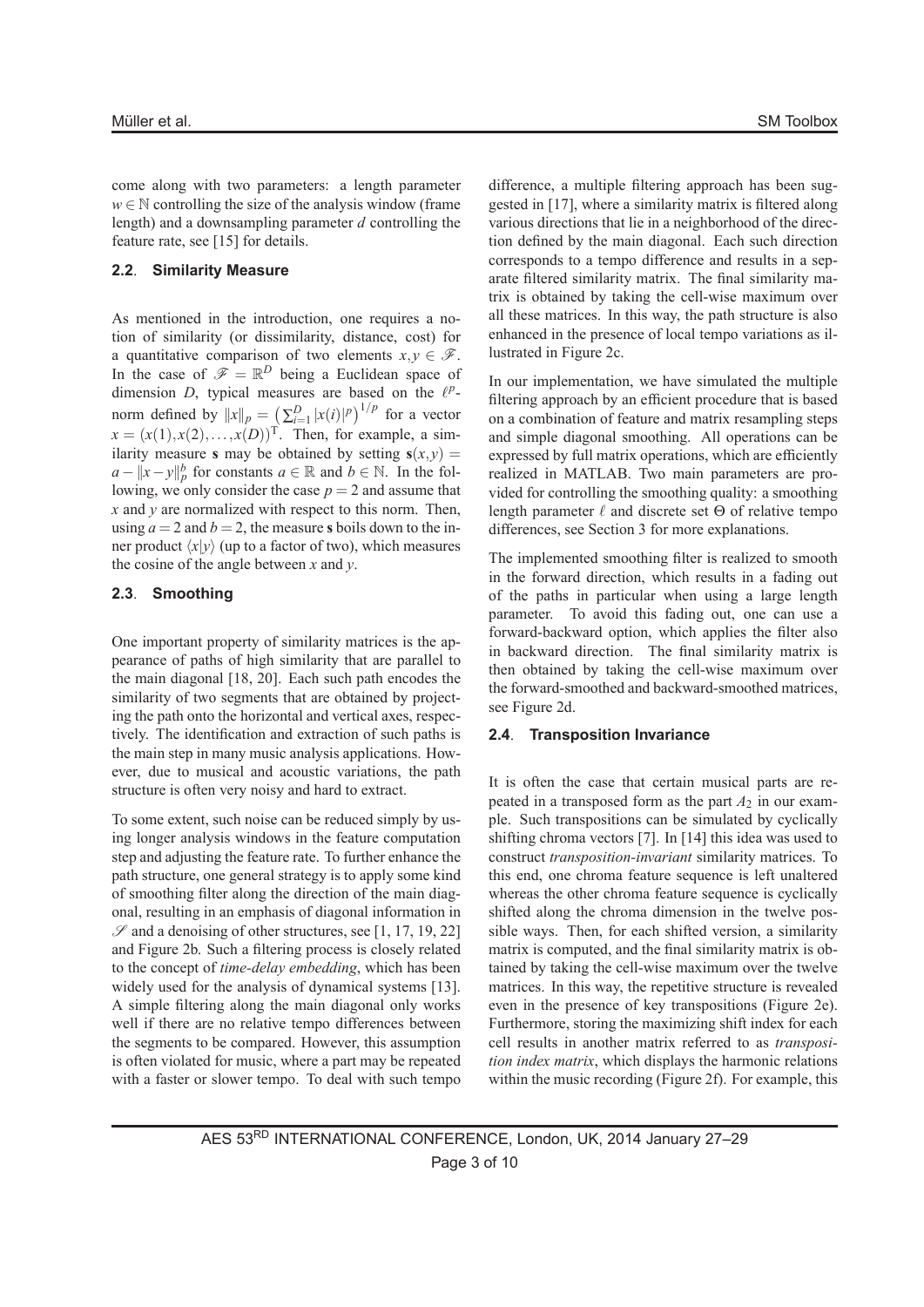come along with two parameters: a length parameter $w \in \mathbb{N}$ controlling the size of the analysis window (frame length) and a downsampling parameter $d$ controlling the feature rate, see [15] for details.

### 2.2. Similarity Measure

As mentioned in the introduction, one requires a notion of similarity (or dissimilarity, distance, cost) for a quantitative comparison of two elements $x, y \in \mathscr{F}$. In the case of $\mathscr{F} = \mathbb{R}^D$ being a Euclidean space of dimension $D$, typical measures are based on the $\ell^p$-norm defined by $\|x\|_p = \left(\sum_{i=1}^{D} |x(i)|^p\right)^{1/p}$ for a vector $x = (x(1), x(2), \ldots, x(D))^{\mathrm{T}}$. Then, for example, a similarity measure $\mathbf{s}$ may be obtained by setting $\mathbf{s}(x,y) = a - \|x-y\|_p^b$ for constants $a \in \mathbb{R}$ and $b \in \mathbb{N}$. In the following, we only consider the case $p = 2$ and assume that $x$ and $y$ are normalized with respect to this norm. Then, using $a = 2$ and $b = 2$, the measure $\mathbf{s}$ boils down to the inner product $\langle x|y \rangle$ (up to a factor of two), which measures the cosine of the angle between $x$ and $y$.

### 2.3. Smoothing

One important property of similarity matrices is the appearance of paths of high similarity that are parallel to the main diagonal [18, 20]. Each such path encodes the similarity of two segments that are obtained by projecting the path onto the horizontal and vertical axes, respectively. The identification and extraction of such paths is the main step in many music analysis applications. However, due to musical and acoustic variations, the path structure is often very noisy and hard to extract.

To some extent, such noise can be reduced simply by using longer analysis windows in the feature computation step and adjusting the feature rate. To further enhance the path structure, one general strategy is to apply some kind of smoothing filter along the direction of the main diagonal, resulting in an emphasis of diagonal information in $\mathscr{S}$ and a denoising of other structures, see [1, 17, 19, 22] and Figure 2b. Such a filtering process is closely related to the concept of *time-delay embedding*, which has been widely used for the analysis of dynamical systems [13]. A simple filtering along the main diagonal only works well if there are no relative tempo differences between the segments to be compared. However, this assumption is often violated for music, where a part may be repeated with a faster or slower tempo. To deal with such tempo difference, a multiple filtering approach has been suggested in [17], where a similarity matrix is filtered along various directions that lie in a neighborhood of the direction defined by the main diagonal. Each such direction corresponds to a tempo difference and results in a separate filtered similarity matrix. The final similarity matrix is obtained by taking the cell-wise maximum over all these matrices. In this way, the path structure is also enhanced in the presence of local tempo variations as illustrated in Figure 2c.

In our implementation, we have simulated the multiple filtering approach by an efficient procedure that is based on a combination of feature and matrix resampling steps and simple diagonal smoothing. All operations can be expressed by full matrix operations, which are efficiently realized in MATLAB. Two main parameters are provided for controlling the smoothing quality: a smoothing length parameter $\ell$ and discrete set $\Theta$ of relative tempo differences, see Section 3 for more explanations.

The implemented smoothing filter is realized to smooth in the forward direction, which results in a fading out of the paths in particular when using a large length parameter. To avoid this fading out, one can use a forward-backward option, which applies the filter also in backward direction. The final similarity matrix is then obtained by taking the cell-wise maximum over the forward-smoothed and backward-smoothed matrices, see Figure 2d.

### 2.4. Transposition Invariance

It is often the case that certain musical parts are repeated in a transposed form as the part $A_2$ in our example. Such transpositions can be simulated by cyclically shifting chroma vectors [7]. In [14] this idea was used to construct *transposition-invariant* similarity matrices. To this end, one chroma feature sequence is left unaltered whereas the other chroma feature sequence is cyclically shifted along the chroma dimension in the twelve possible ways. Then, for each shifted version, a similarity matrix is computed, and the final similarity matrix is obtained by taking the cell-wise maximum over the twelve matrices. In this way, the repetitive structure is revealed even in the presence of key transpositions (Figure 2e). Furthermore, storing the maximizing shift index for each cell results in another matrix referred to as *transposition index matrix*, which displays the harmonic relations within the music recording (Figure 2f). For example, this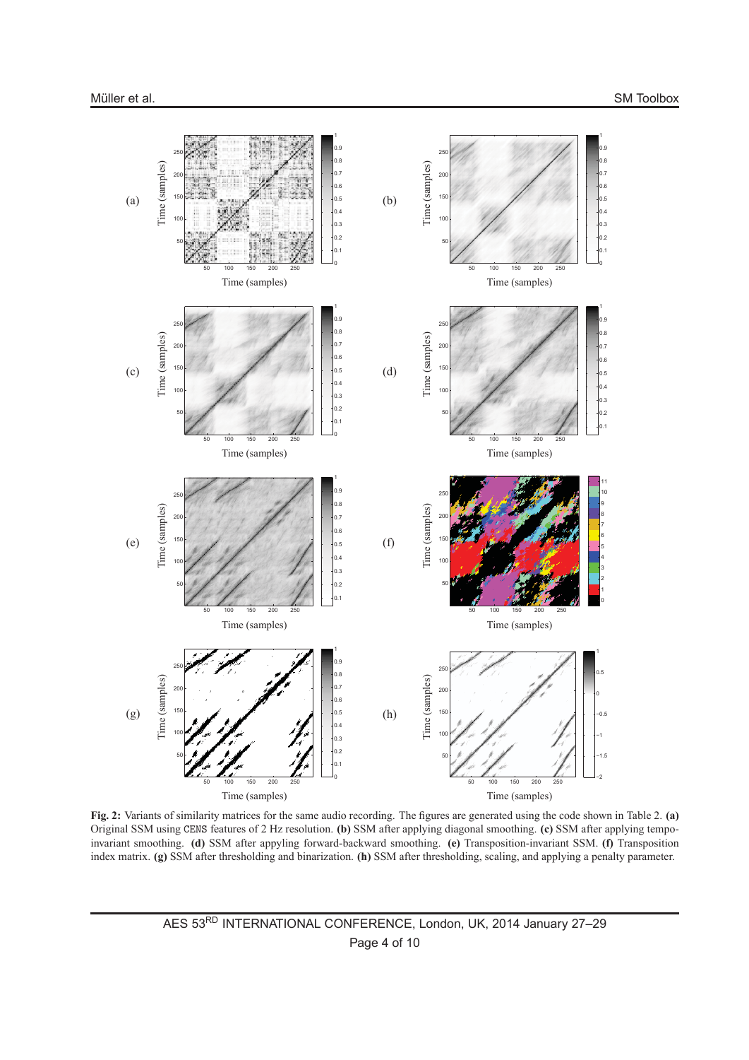**Fig. 2:** Variants of similarity matrices for the same audio recording. The figures are generated using the code shown in Table 2. **(a)** Original SSM using `CENS` features of 2 Hz resolution. **(b)** SSM after applying diagonal smoothing. **(c)** SSM after applying tempo-invariant smoothing. **(d)** SSM after applying forward-backward smoothing. **(e)** Transposition-invariant SSM. **(f)** Transposition index matrix. **(g)** SSM after thresholding and binarization. **(h)** SSM after thresholding, scaling, and applying a penalty parameter.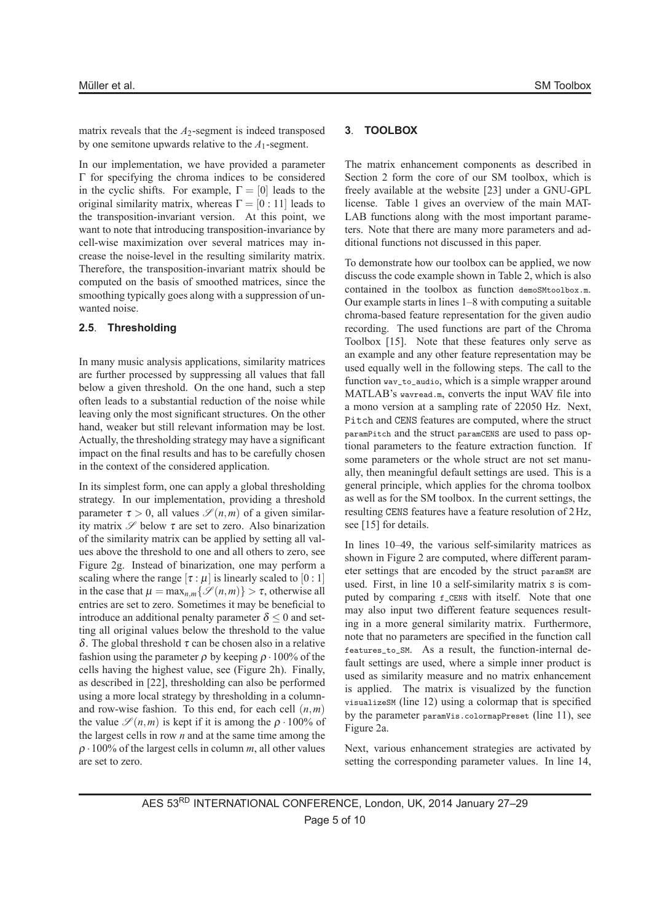matrix reveals that the $A_2$-segment is indeed transposed by one semitone upwards relative to the $A_1$-segment.

In our implementation, we have provided a parameter $\Gamma$ for specifying the chroma indices to be considered in the cyclic shifts. For example, $\Gamma = [0]$ leads to the original similarity matrix, whereas $\Gamma = [0:11]$ leads to the transposition-invariant version. At this point, we want to note that introducing transposition-invariance by cell-wise maximization over several matrices may increase the noise-level in the resulting similarity matrix. Therefore, the transposition-invariant matrix should be computed on the basis of smoothed matrices, since the smoothing typically goes along with a suppression of unwanted noise.

### 2.5. Thresholding

In many music analysis applications, similarity matrices are further processed by suppressing all values that fall below a given threshold. On the one hand, such a step often leads to a substantial reduction of the noise while leaving only the most significant structures. On the other hand, weaker but still relevant information may be lost. Actually, the thresholding strategy may have a significant impact on the final results and has to be carefully chosen in the context of the considered application.

In its simplest form, one can apply a global thresholding strategy. In our implementation, providing a threshold parameter $\tau > 0$, all values $\mathscr{S}(n,m)$ of a given similarity matrix $\mathscr{S}$ below $\tau$ are set to zero. Also binarization of the similarity matrix can be applied by setting all values above the threshold to one and all others to zero, see Figure 2g. Instead of binarization, one may perform a scaling where the range $[\tau:\mu]$ is linearly scaled to $[0:1]$ in the case that $\mu = \max_{n,m}\{\mathscr{S}(n,m)\} > \tau$, otherwise all entries are set to zero. Sometimes it may be beneficial to introduce an additional penalty parameter $\delta \leq 0$ and setting all original values below the threshold to the value $\delta$. The global threshold $\tau$ can be chosen also in a relative fashion using the parameter $\rho$ by keeping $\rho \cdot 100\%$ of the cells having the highest value, see (Figure 2h). Finally, as described in [22], thresholding can also be performed using a more local strategy by thresholding in a column- and row-wise fashion. To this end, for each cell $(n,m)$ the value $\mathscr{S}(n,m)$ is kept if it is among the $\rho \cdot 100\%$ of the largest cells in row $n$ and at the same time among the $\rho \cdot 100\%$ of the largest cells in column $m$, all other values are set to zero.

## 3. TOOLBOX

The matrix enhancement components as described in Section 2 form the core of our SM toolbox, which is freely available at the website [23] under a GNU-GPL license. Table 1 gives an overview of the main MATLAB functions along with the most important parameters. Note that there are many more parameters and additional functions not discussed in this paper.

To demonstrate how our toolbox can be applied, we now discuss the code example shown in Table 2, which is also contained in the toolbox as function `demoSMtoolbox.m`. Our example starts in lines 1–8 with computing a suitable chroma-based feature representation for the given audio recording. The used functions are part of the Chroma Toolbox [15]. Note that these features only serve as an example and any other feature representation may be used equally well in the following steps. The call to the function `wav_to_audio`, which is a simple wrapper around MATLAB's `wavread.m`, converts the input WAV file into a mono version at a sampling rate of 22050 Hz. Next, Pitch and CENS features are computed, where the struct `paramPitch` and the struct `paramCENS` are used to pass optional parameters to the feature extraction function. If some parameters or the whole struct are not set manually, then meaningful default settings are used. This is a general principle, which applies for the chroma toolbox as well as for the SM toolbox. In the current settings, the resulting CENS features have a feature resolution of 2 Hz, see [15] for details.

In lines 10–49, the various self-similarity matrices as shown in Figure 2 are computed, where different parameter settings that are encoded by the struct `paramSM` are used. First, in line 10 a self-similarity matrix `S` is computed by comparing `f_CENS` with itself. Note that one may also input two different feature sequences resulting in a more general similarity matrix. Furthermore, note that no parameters are specified in the function call `features_to_SM`. As a result, the function-internal default settings are used, where a simple inner product is used as similarity measure and no matrix enhancement is applied. The matrix is visualized by the function `visualizeSM` (line 12) using a colormap that is specified by the parameter `paramVis.colormapPreset` (line 11), see Figure 2a.

Next, various enhancement strategies are activated by setting the corresponding parameter values. In line 14,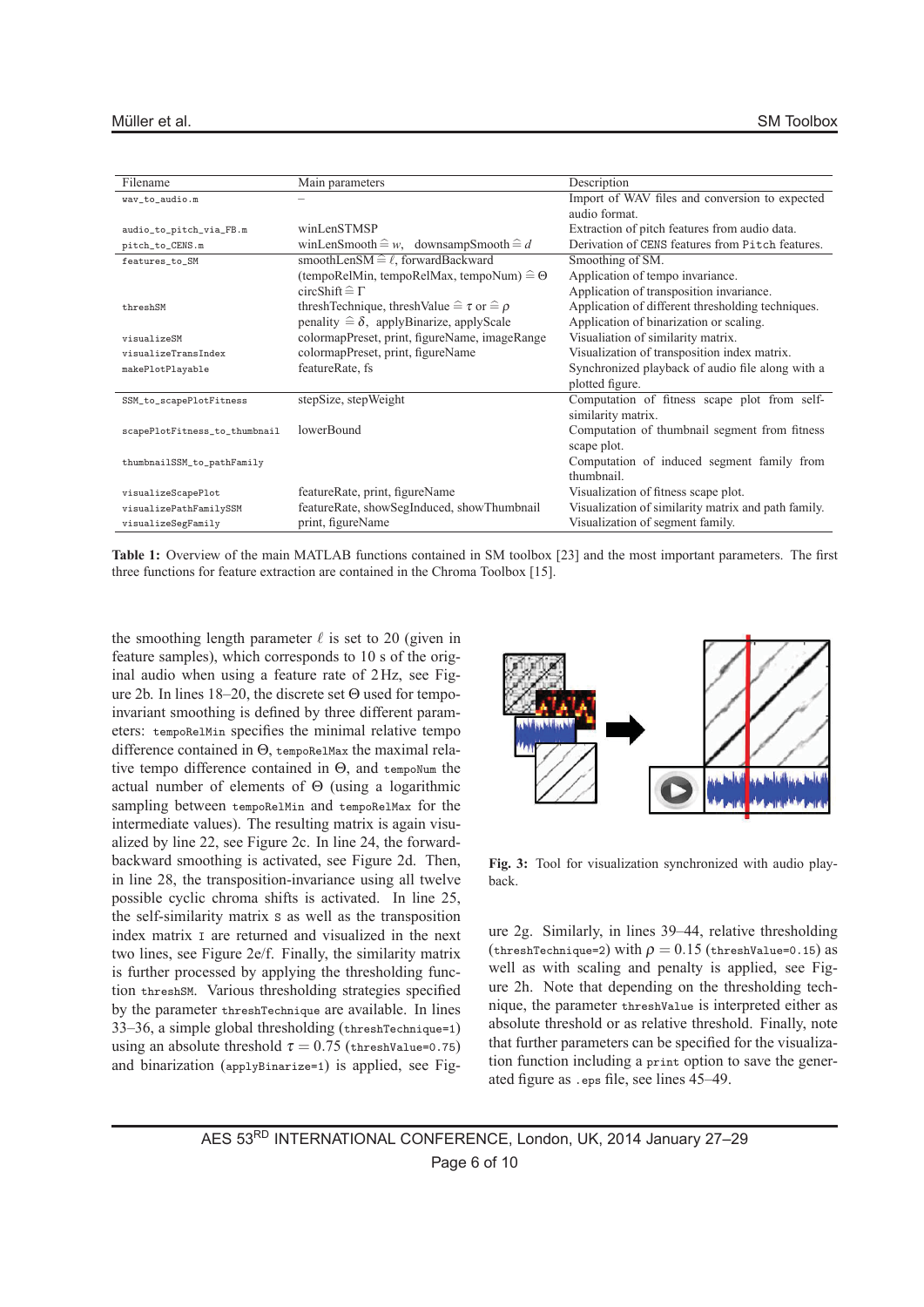| Filename | Main parameters | Description |
|---|---|---|
| `wav_to_audio.m` | – | Import of WAV files and conversion to expected audio format. |
| `audio_to_pitch_via_FB.m` | winLenSTMSP | Extraction of pitch features from audio data. |
| `pitch_to_CENS.m` | winLenSmooth $\widehat{=}$ $w$, downsampSmooth $\widehat{=}$ $d$ | Derivation of CENS features from Pitch features. |
| `features_to_SM` | smoothLenSM $\widehat{=}$ $\ell$, forwardBackward | Smoothing of SM. |
| | (tempoRelMin, tempoRelMax, tempoNum) $\widehat{=}$ $\Theta$ | Application of tempo invariance. |
| | circShift $\widehat{=}$ $\Gamma$ | Application of transposition invariance. |
| `threshSM` | threshTechnique, threshValue $\widehat{=}$ $\tau$ or $\widehat{=}$ $\rho$ | Application of different thresholding techniques. |
| | penalty $\widehat{=}$ $\delta$, applyBinarize, applyScale | Application of binarization or scaling. |
| `visualizeSM` | colormapPreset, print, figureName, imageRange | Visualiation of similarity matrix. |
| `visualizeTransIndex` | colormapPreset, print, figureName | Visualization of transposition index matrix. |
| `makePlotPlayable` | featureRate, fs | Synchronized playback of audio file along with a plotted figure. |
| `SSM_to_scapePlotFitness` | stepSize, stepWeight | Computation of fitness scape plot from self-similarity matrix. |
| `scapePlotFitness_to_thumbnail` | lowerBound | Computation of thumbnail segment from fitness scape plot. |
| `thumbnailSSM_to_pathFamily` | | Computation of induced segment family from thumbnail. |
| `visualizeScapePlot` | featureRate, print, figureName | Visualization of fitness scape plot. |
| `visualizePathFamilySSM` | featureRate, showSegInduced, showThumbnail | Visualization of similarity matrix and path family. |
| `visualizeSegFamily` | print, figureName | Visualization of segment family. |

**Table 1:** Overview of the main MATLAB functions contained in SM toolbox [23] and the most important parameters. The first three functions for feature extraction are contained in the Chroma Toolbox [15].

the smoothing length parameter $\ell$ is set to 20 (given in feature samples), which corresponds to 10 s of the original audio when using a feature rate of 2 Hz, see Figure 2b. In lines 18–20, the discrete set $\Theta$ used for tempo-invariant smoothing is defined by three different parameters: `tempoRelMin` specifies the minimal relative tempo difference contained in $\Theta$, `tempoRelMax` the maximal relative tempo difference contained in $\Theta$, and `tempoNum` the actual number of elements of $\Theta$ (using a logarithmic sampling between `tempoRelMin` and `tempoRelMax` for the intermediate values). The resulting matrix is again visualized by line 22, see Figure 2c. In line 24, the forward-backward smoothing is activated, see Figure 2d. Then, in line 28, the transposition-invariance using all twelve possible cyclic chroma shifts is activated. In line 25, the self-similarity matrix `S` as well as the transposition index matrix `I` are returned and visualized in the next two lines, see Figure 2e/f. Finally, the similarity matrix is further processed by applying the thresholding function `threshSM`. Various thresholding strategies specified by the parameter `threshTechnique` are available. In lines 33–36, a simple global thresholding (`threshTechnique=1`) using an absolute threshold $\tau = 0.75$ (`threshValue=0.75`) and binarization (`applyBinarize=1`) is applied, see Figure 2g. Similarly, in lines 39–44, relative thresholding (`threshTechnique=2`) with $\rho = 0.15$ (`threshValue=0.15`) as well as with scaling and penalty is applied, see Figure 2h. Note that depending on the thresholding technique, the parameter `threshValue` is interpreted either as absolute threshold or as relative threshold. Finally, note that further parameters can be specified for the visualization function including a `print` option to save the generated figure as `.eps` file, see lines 45–49.

**Fig. 3:** Tool for visualization synchronized with audio playback.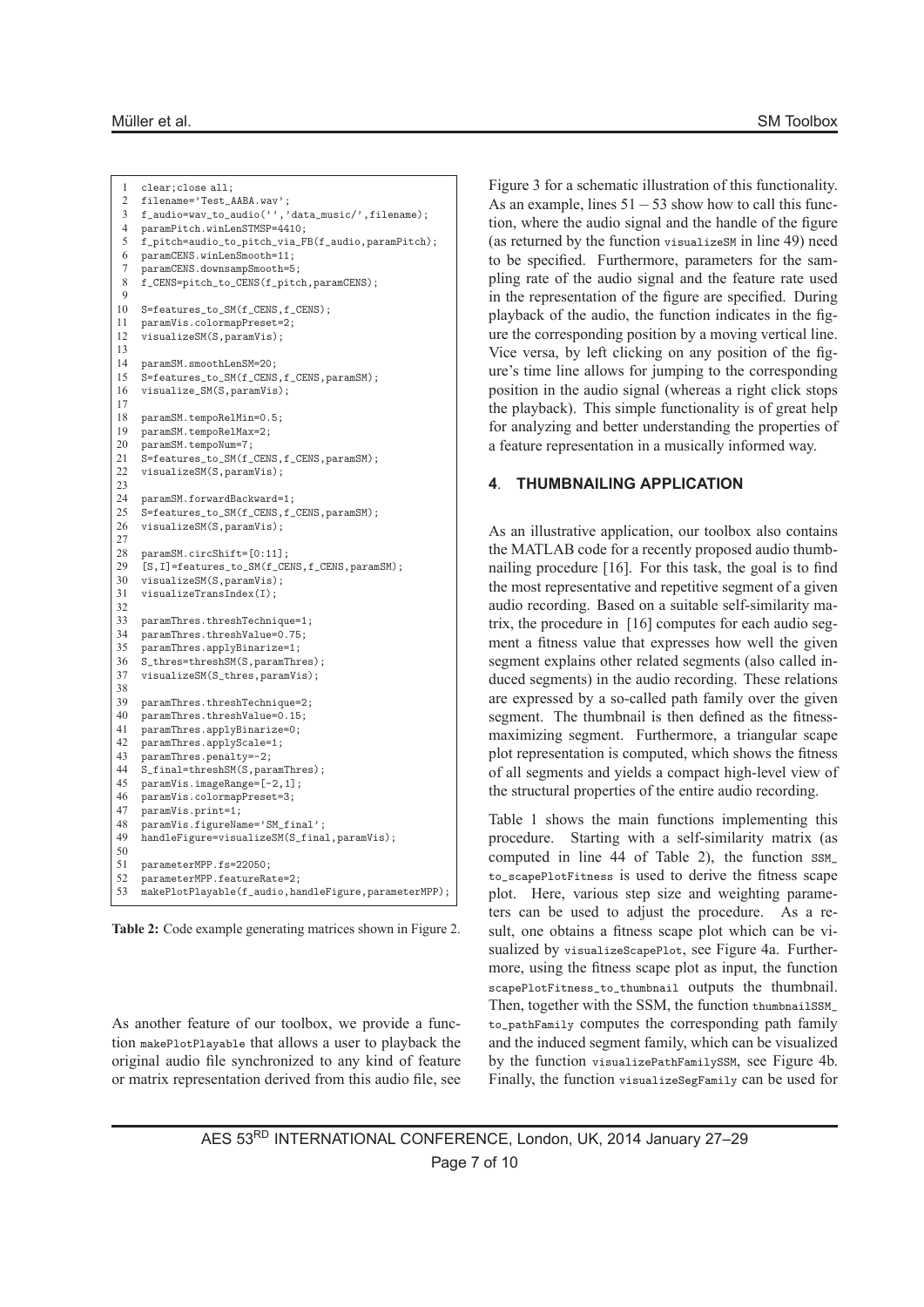```
1  clear;close all;
2  filename='Test_AABA.wav';
3  f_audio=wav_to_audio('','data_music/',filename);
4  paramPitch.winLenSTMSP=4410;
5  f_pitch=audio_to_pitch_via_FB(f_audio,paramPitch);
6  paramCENS.winLenSmooth=11;
7  paramCENS.downsampSmooth=5;
8  f_CENS=pitch_to_CENS(f_pitch,paramCENS);
9
10 S=features_to_SM(f_CENS,f_CENS);
11 paramVis.colormapPreset=2;
12 visualizeSM(S,paramVis);
13
14 paramSM.smoothLenSM=20;
15 S=features_to_SM(f_CENS,f_CENS,paramSM);
16 visualize_SM(S,paramVis);
17
18 paramSM.tempoRelMin=0.5;
19 paramSM.tempoRelMax=2;
20 paramSM.tempoNum=7;
21 S=features_to_SM(f_CENS,f_CENS,paramSM);
22 visualizeSM(S,paramVis);
23
24 paramSM.forwardBackward=1;
25 S=features_to_SM(f_CENS,f_CENS,paramSM);
26 visualizeSM(S,paramVis);
27
28 paramSM.circShift=[0:11];
29 [S,I]=features_to_SM(f_CENS,f_CENS,paramSM);
30 visualizeSM(S,paramVis);
31 visualizeTransIndex(I);
32
33 paramThres.threshTechnique=1;
34 paramThres.threshValue=0.75;
35 paramThres.applyBinarize=1;
36 S_thres=threshSM(S,paramThres);
37 visualizeSM(S_thres,paramVis);
38
39 paramThres.threshTechnique=2;
40 paramThres.threshValue=0.15;
41 paramThres.applyBinarize=0;
42 paramThres.applyScale=1;
43 paramThres.penalty=-2;
44 S_final=threshSM(S,paramThres);
45 paramVis.imageRange=[-2,1];
46 paramVis.colormapPreset=3;
47 paramVis.print=1;
48 paramVis.figureName='SM_final';
49 handleFigure=visualizeSM(S_final,paramVis);
50
51 parameterMPP.fs=22050;
52 parameterMPP.featureRate=2;
53 makePlotPlayable(f_audio,handleFigure,parameterMPP);
```

**Table 2:** Code example generating matrices shown in Figure 2.

As another feature of our toolbox, we provide a function `makePlotPlayable` that allows a user to playback the original audio file synchronized to any kind of feature or matrix representation derived from this audio file, see Figure 3 for a schematic illustration of this functionality. As an example, lines 51 – 53 show how to call this function, where the audio signal and the handle of the figure (as returned by the function `visualizeSM` in line 49) need to be specified. Furthermore, parameters for the sampling rate of the audio signal and the feature rate used in the representation of the figure are specified. During playback of the audio, the function indicates in the figure the corresponding position by a moving vertical line. Vice versa, by left clicking on any position of the figure's time line allows for jumping to the corresponding position in the audio signal (whereas a right click stops the playback). This simple functionality is of great help for analyzing and better understanding the properties of a feature representation in a musically informed way.

## 4. THUMBNAILING APPLICATION

As an illustrative application, our toolbox also contains the MATLAB code for a recently proposed audio thumbnailing procedure [16]. For this task, the goal is to find the most representative and repetitive segment of a given audio recording. Based on a suitable self-similarity matrix, the procedure in [16] computes for each audio segment a fitness value that expresses how well the given segment explains other related segments (also called induced segments) in the audio recording. These relations are expressed by a so-called path family over the given segment. The thumbnail is then defined as the fitness-maximizing segment. Furthermore, a triangular scape plot representation is computed, which shows the fitness of all segments and yields a compact high-level view of the structural properties of the entire audio recording.

Table 1 shows the main functions implementing this procedure. Starting with a self-similarity matrix (as computed in line 44 of Table 2), the function `SSM_to_scapePlotFitness` is used to derive the fitness scape plot. Here, various step size and weighting parameters can be used to adjust the procedure. As a result, one obtains a fitness scape plot which can be visualized by `visualizeScapePlot`, see Figure 4a. Furthermore, using the fitness scape plot as input, the function `scapePlotFitness_to_thumbnail` outputs the thumbnail. Then, together with the SSM, the function `thumbnailSSM_to_pathFamily` computes the corresponding path family and the induced segment family, which can be visualized by the function `visualizePathFamilySSM`, see Figure 4b. Finally, the function `visualizeSegFamily` can be used for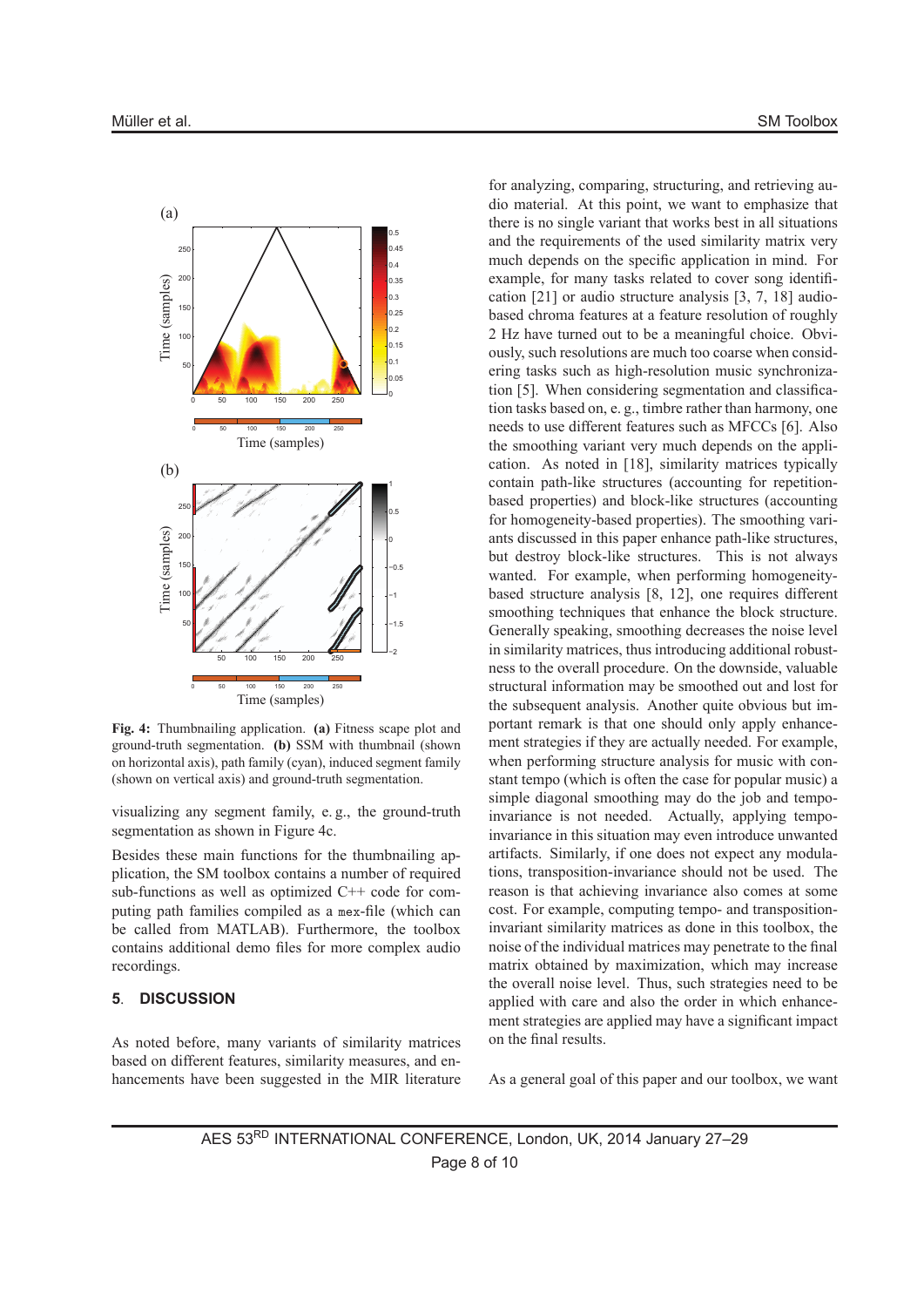Fig. 4: Thumbnailing application. **(a)** Fitness scape plot and ground-truth segmentation. **(b)** SSM with thumbnail (shown on horizontal axis), path family (cyan), induced segment family (shown on vertical axis) and ground-truth segmentation.

visualizing any segment family, e. g., the ground-truth segmentation as shown in Figure 4c.

Besides these main functions for the thumbnailing application, the SM toolbox contains a number of required sub-functions as well as optimized C++ code for computing path families compiled as a `mex`-file (which can be called from MATLAB). Furthermore, the toolbox contains additional demo files for more complex audio recordings.

## 5. DISCUSSION

As noted before, many variants of similarity matrices based on different features, similarity measures, and enhancements have been suggested in the MIR literature for analyzing, comparing, structuring, and retrieving audio material. At this point, we want to emphasize that there is no single variant that works best in all situations and the requirements of the used similarity matrix very much depends on the specific application in mind. For example, for many tasks related to cover song identification [21] or audio structure analysis [3, 7, 18] audio-based chroma features at a feature resolution of roughly 2 Hz have turned out to be a meaningful choice. Obviously, such resolutions are much too coarse when considering tasks such as high-resolution music synchronization [5]. When considering segmentation and classification tasks based on, e. g., timbre rather than harmony, one needs to use different features such as MFCCs [6]. Also the smoothing variant very much depends on the application. As noted in [18], similarity matrices typically contain path-like structures (accounting for repetition-based properties) and block-like structures (accounting for homogeneity-based properties). The smoothing variants discussed in this paper enhance path-like structures, but destroy block-like structures. This is not always wanted. For example, when performing homogeneity-based structure analysis [8, 12], one requires different smoothing techniques that enhance the block structure. Generally speaking, smoothing decreases the noise level in similarity matrices, thus introducing additional robustness to the overall procedure. On the downside, valuable structural information may be smoothed out and lost for the subsequent analysis. Another quite obvious but important remark is that one should only apply enhancement strategies if they are actually needed. For example, when performing structure analysis for music with constant tempo (which is often the case for popular music) a simple diagonal smoothing may do the job and tempo-invariance is not needed. Actually, applying tempo-invariance in this situation may even introduce unwanted artifacts. Similarly, if one does not expect any modulations, transposition-invariance should not be used. The reason is that achieving invariance also comes at some cost. For example, computing tempo- and transposition-invariant similarity matrices as done in this toolbox, the noise of the individual matrices may penetrate to the final matrix obtained by maximization, which may increase the overall noise level. Thus, such strategies need to be applied with care and also the order in which enhancement strategies are applied may have a significant impact on the final results.

As a general goal of this paper and our toolbox, we want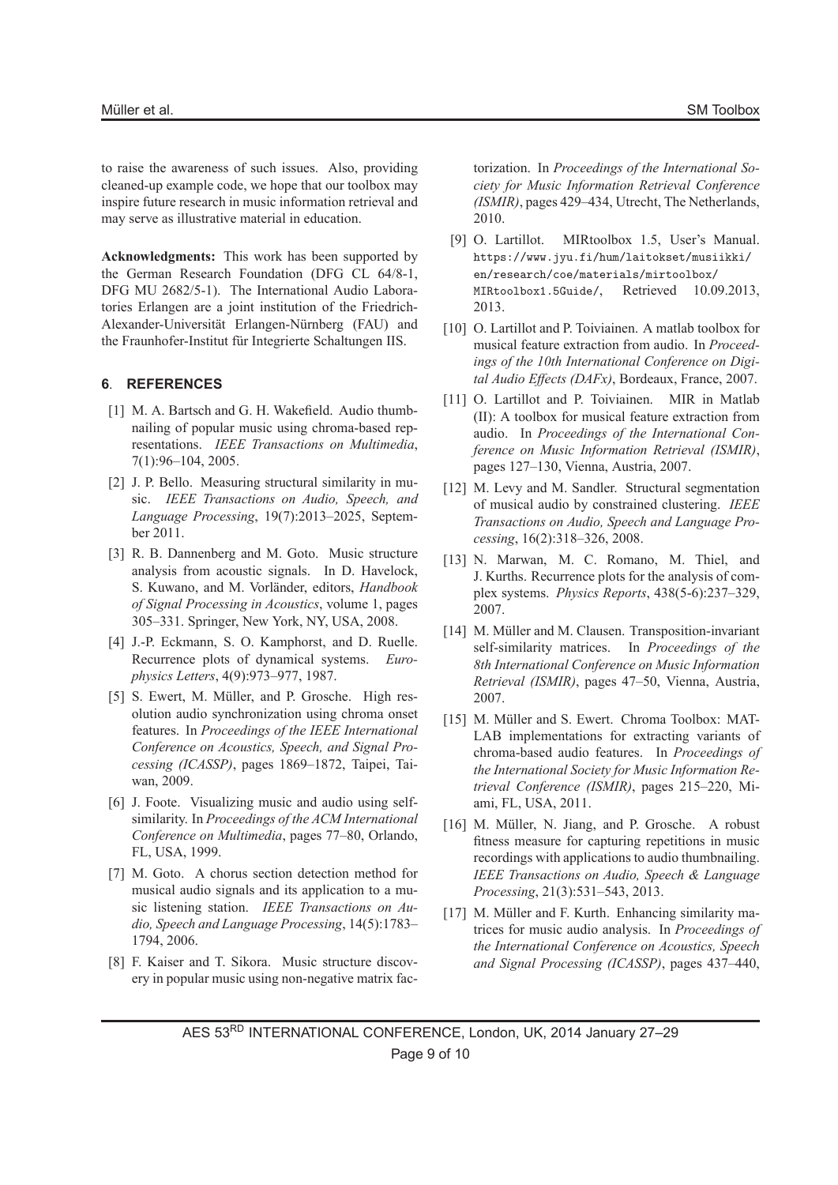to raise the awareness of such issues. Also, providing cleaned-up example code, we hope that our toolbox may inspire future research in music information retrieval and may serve as illustrative material in education.

**Acknowledgments:** This work has been supported by the German Research Foundation (DFG CL 64/8-1, DFG MU 2682/5-1). The International Audio Laboratories Erlangen are a joint institution of the Friedrich-Alexander-Universität Erlangen-Nürnberg (FAU) and the Fraunhofer-Institut für Integrierte Schaltungen IIS.

## 6. REFERENCES

[1] M. A. Bartsch and G. H. Wakefield. Audio thumbnailing of popular music using chroma-based representations. *IEEE Transactions on Multimedia*, 7(1):96–104, 2005.

[2] J. P. Bello. Measuring structural similarity in music. *IEEE Transactions on Audio, Speech, and Language Processing*, 19(7):2013–2025, September 2011.

[3] R. B. Dannenberg and M. Goto. Music structure analysis from acoustic signals. In D. Havelock, S. Kuwano, and M. Vorländer, editors, *Handbook of Signal Processing in Acoustics*, volume 1, pages 305–331. Springer, New York, NY, USA, 2008.

[4] J.-P. Eckmann, S. O. Kamphorst, and D. Ruelle. Recurrence plots of dynamical systems. *Europhysics Letters*, 4(9):973–977, 1987.

[5] S. Ewert, M. Müller, and P. Grosche. High resolution audio synchronization using chroma onset features. In *Proceedings of the IEEE International Conference on Acoustics, Speech, and Signal Processing (ICASSP)*, pages 1869–1872, Taipei, Taiwan, 2009.

[6] J. Foote. Visualizing music and audio using self-similarity. In *Proceedings of the ACM International Conference on Multimedia*, pages 77–80, Orlando, FL, USA, 1999.

[7] M. Goto. A chorus section detection method for musical audio signals and its application to a music listening station. *IEEE Transactions on Audio, Speech and Language Processing*, 14(5):1783–1794, 2006.

[8] F. Kaiser and T. Sikora. Music structure discovery in popular music using non-negative matrix factorization. In *Proceedings of the International Society for Music Information Retrieval Conference (ISMIR)*, pages 429–434, Utrecht, The Netherlands, 2010.

[9] O. Lartillot. MIRtoolbox 1.5, User's Manual. https://www.jyu.fi/hum/laitokset/musiikki/en/research/coe/materials/mirtoolbox/MIRtoolbox1.5Guide/, Retrieved 10.09.2013, 2013.

[10] O. Lartillot and P. Toiviainen. A matlab toolbox for musical feature extraction from audio. In *Proceedings of the 10th International Conference on Digital Audio Effects (DAFx)*, Bordeaux, France, 2007.

[11] O. Lartillot and P. Toiviainen. MIR in Matlab (II): A toolbox for musical feature extraction from audio. In *Proceedings of the International Conference on Music Information Retrieval (ISMIR)*, pages 127–130, Vienna, Austria, 2007.

[12] M. Levy and M. Sandler. Structural segmentation of musical audio by constrained clustering. *IEEE Transactions on Audio, Speech and Language Processing*, 16(2):318–326, 2008.

[13] N. Marwan, M. C. Romano, M. Thiel, and J. Kurths. Recurrence plots for the analysis of complex systems. *Physics Reports*, 438(5-6):237–329, 2007.

[14] M. Müller and M. Clausen. Transposition-invariant self-similarity matrices. In *Proceedings of the 8th International Conference on Music Information Retrieval (ISMIR)*, pages 47–50, Vienna, Austria, 2007.

[15] M. Müller and S. Ewert. Chroma Toolbox: MATLAB implementations for extracting variants of chroma-based audio features. In *Proceedings of the International Society for Music Information Retrieval Conference (ISMIR)*, pages 215–220, Miami, FL, USA, 2011.

[16] M. Müller, N. Jiang, and P. Grosche. A robust fitness measure for capturing repetitions in music recordings with applications to audio thumbnailing. *IEEE Transactions on Audio, Speech & Language Processing*, 21(3):531–543, 2013.

[17] M. Müller and F. Kurth. Enhancing similarity matrices for music audio analysis. In *Proceedings of the International Conference on Acoustics, Speech and Signal Processing (ICASSP)*, pages 437–440,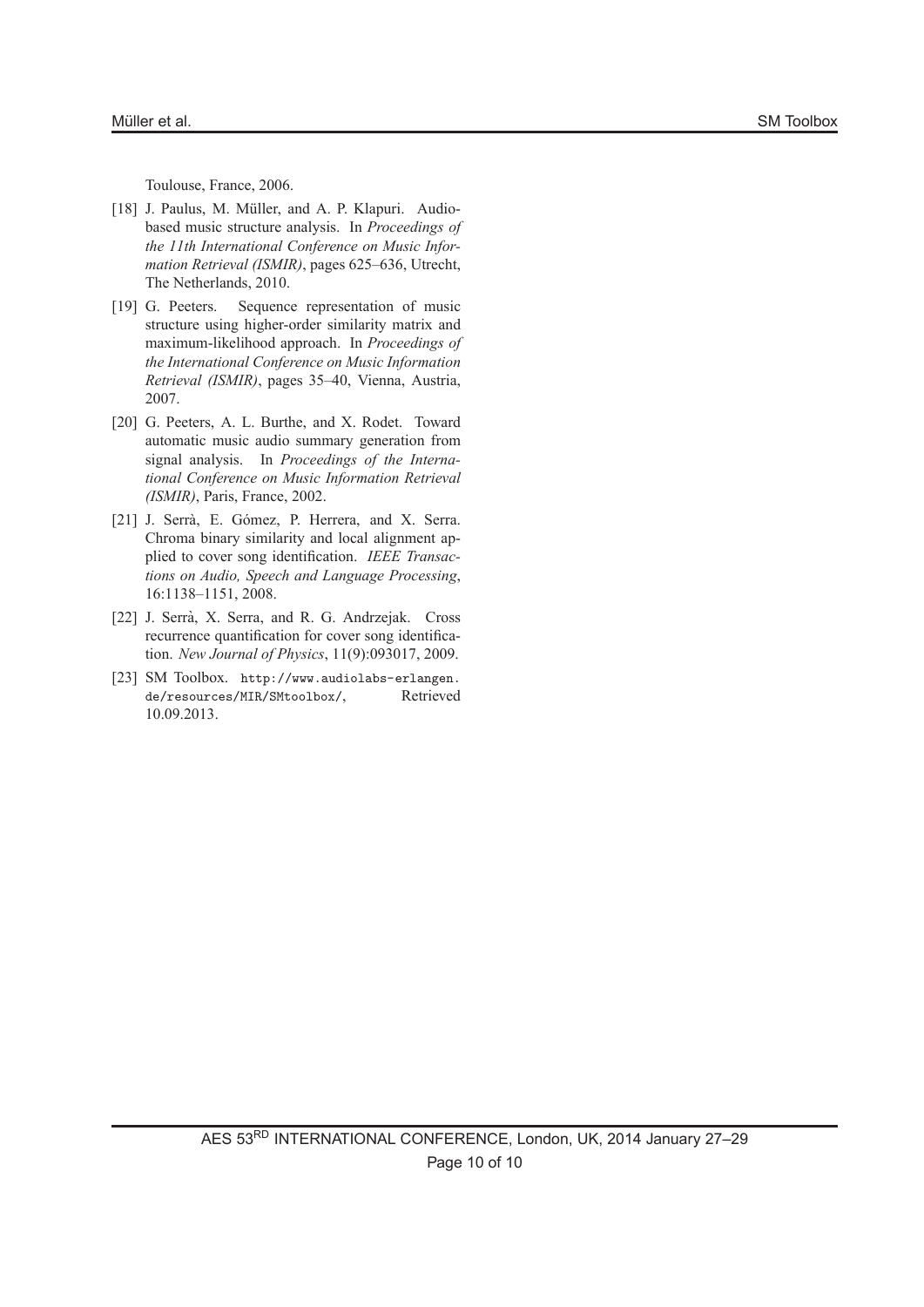Toulouse, France, 2006.

[18] J. Paulus, M. Müller, and A. P. Klapuri. Audio-based music structure analysis. In *Proceedings of the 11th International Conference on Music Information Retrieval (ISMIR)*, pages 625–636, Utrecht, The Netherlands, 2010.

[19] G. Peeters. Sequence representation of music structure using higher-order similarity matrix and maximum-likelihood approach. In *Proceedings of the International Conference on Music Information Retrieval (ISMIR)*, pages 35–40, Vienna, Austria, 2007.

[20] G. Peeters, A. L. Burthe, and X. Rodet. Toward automatic music audio summary generation from signal analysis. In *Proceedings of the International Conference on Music Information Retrieval (ISMIR)*, Paris, France, 2002.

[21] J. Serrà, E. Gómez, P. Herrera, and X. Serra. Chroma binary similarity and local alignment applied to cover song identification. *IEEE Transactions on Audio, Speech and Language Processing*, 16:1138–1151, 2008.

[22] J. Serrà, X. Serra, and R. G. Andrzejak. Cross recurrence quantification for cover song identification. *New Journal of Physics*, 11(9):093017, 2009.

[23] SM Toolbox. `http://www.audiolabs-erlangen.de/resources/MIR/SMtoolbox/`, Retrieved 10.09.2013.